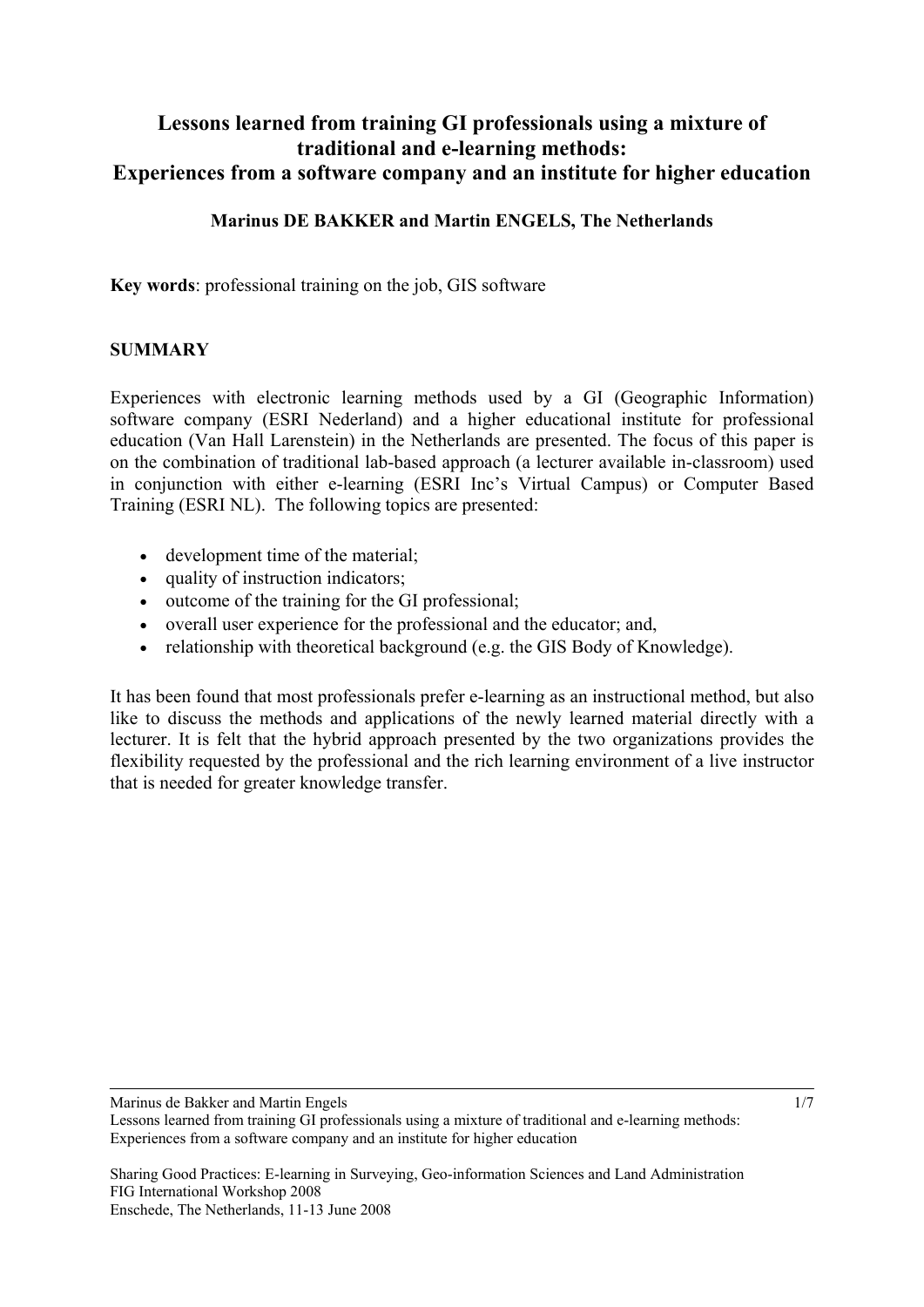# Lessons learned from training GI professionals using a mixture of traditional and e-learning methods: Experiences from a software company and an institute for higher education

**Marinus DE BAKKER and Martin ENGELS, The Netherlands**

**Key words**: professional training on the job, GIS software

## SUMMARY

Experiences with electronic learning methods used by a GI (Geographic Information) software company (ESRI Nederland) and a higher educational institute for professional education (Van Hall Larenstein) in the Netherlands are presented. The focus of this paper is on the combination of traditional lab-based approach (a lecturer available in-classroom) used in conjunction with either e-learning (ESRI Inc's Virtual Campus) or Computer Based Training (ESRI NL). The following topics are presented:

- development time of the material;
- quality of instruction indicators;
- outcome of the training for the GI professional;
- overall user experience for the professional and the educator; and,
- relationship with theoretical background (e.g. the GIS Body of Knowledge).

It has been found that most professionals prefer e-learning as an instructional method, but also like to discuss the methods and applications of the newly learned material directly with a lecturer. It is felt that the hybrid approach presented by the two organizations provides the flexibility requested by the professional and the rich learning environment of a live instructor that is needed for greater knowledge transfer.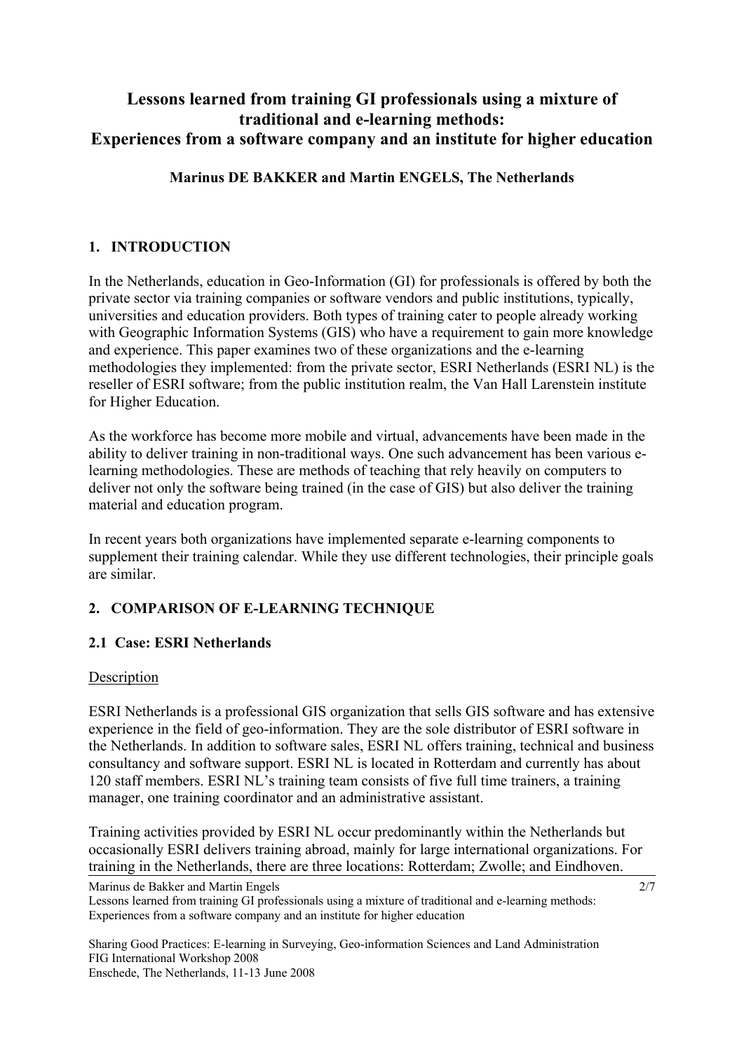# Lessons learned from training GI professionals using a mixture of traditional and e-learning methods: Experiences from a software company and an institute for higher education

**Marinus DE BAKKER and Martin ENGELS, The Netherlands**

## 1. INTRODUCTION

In the Netherlands, education in Geo-Information (GI) for professionals is offered by both the private sector via training companies or software vendors and public institutions, typically, universities and education providers. Both types of training cater to people already working with Geographic Information Systems (GIS) who have a requirement to gain more knowledge and experience. This paper examines two of these organizations and the e-learning methodologies they implemented: from the private sector, ESRI Netherlands (ESRI NL) is the reseller of ESRI software; from the public institution realm, the Van Hall Larenstein institute for Higher Education.

As the workforce has become more mobile and virtual, advancements have been made in the ability to deliver training in non-traditional ways. One such advancement has been various e-learning methodologies. These are methods of teaching that rely heavily on computers to deliver not only the software being trained (in the case of GIS) but also deliver the training material and education program.

In recent years both organizations have implemented separate e-learning components to supplement their training calendar. While they use different technologies, their principle goals are similar.

## 2. COMPARISON OF E-LEARNING TECHNIQUE

### 2.1 Case: ESRI Netherlands

Description

ESRI Netherlands is a professional GIS organization that sells GIS software and has extensive experience in the field of geo-information. They are the sole distributor of ESRI software in the Netherlands. In addition to software sales, ESRI NL offers training, technical and business consultancy and software support. ESRI NL is located in Rotterdam and currently has about 120 staff members. ESRI NL's training team consists of five full time trainers, a training manager, one training coordinator and an administrative assistant.

Training activities provided by ESRI NL occur predominantly within the Netherlands but occasionally ESRI delivers training abroad, mainly for large international organizations. For training in the Netherlands, there are three locations: Rotterdam; Zwolle; and Eindhoven.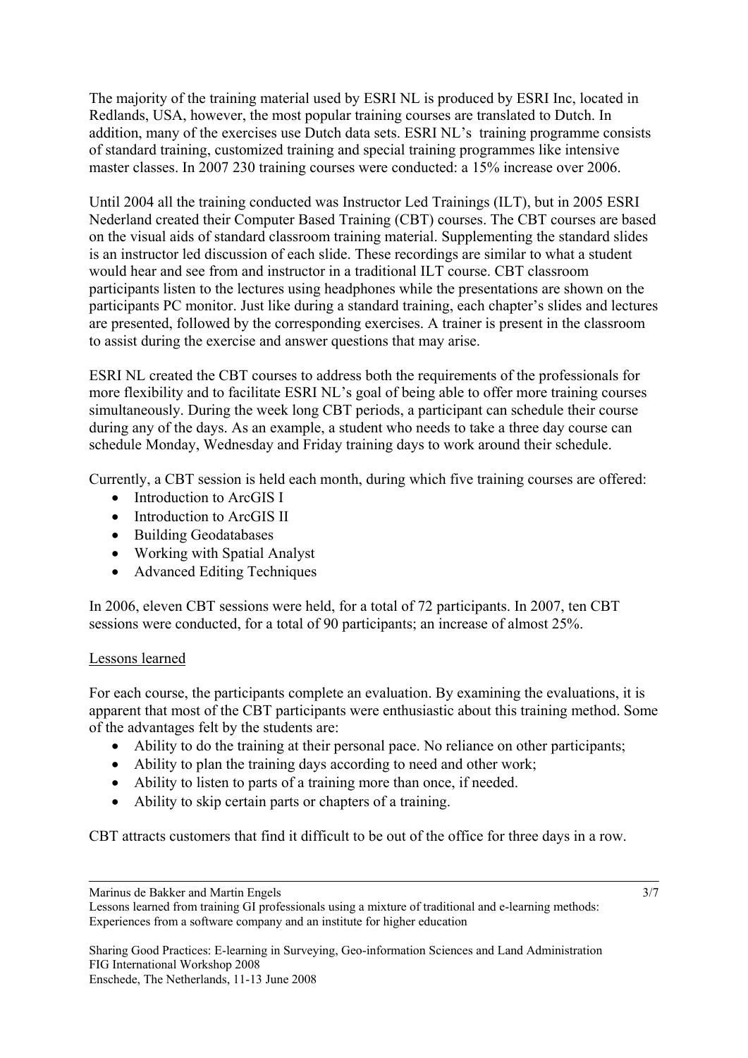The majority of the training material used by ESRI NL is produced by ESRI Inc, located in Redlands, USA, however, the most popular training courses are translated to Dutch. In addition, many of the exercises use Dutch data sets. ESRI NL's training programme consists of standard training, customized training and special training programmes like intensive master classes. In 2007 230 training courses were conducted: a 15% increase over 2006.

Until 2004 all the training conducted was Instructor Led Trainings (ILT), but in 2005 ESRI Nederland created their Computer Based Training (CBT) courses. The CBT courses are based on the visual aids of standard classroom training material. Supplementing the standard slides is an instructor led discussion of each slide. These recordings are similar to what a student would hear and see from and instructor in a traditional ILT course. CBT classroom participants listen to the lectures using headphones while the presentations are shown on the participants PC monitor. Just like during a standard training, each chapter's slides and lectures are presented, followed by the corresponding exercises. A trainer is present in the classroom to assist during the exercise and answer questions that may arise.

ESRI NL created the CBT courses to address both the requirements of the professionals for more flexibility and to facilitate ESRI NL's goal of being able to offer more training courses simultaneously. During the week long CBT periods, a participant can schedule their course during any of the days. As an example, a student who needs to take a three day course can schedule Monday, Wednesday and Friday training days to work around their schedule.

Currently, a CBT session is held each month, during which five training courses are offered:

- Introduction to ArcGIS I
- Introduction to ArcGIS II
- Building Geodatabases
- Working with Spatial Analyst
- Advanced Editing Techniques

In 2006, eleven CBT sessions were held, for a total of 72 participants. In 2007, ten CBT sessions were conducted, for a total of 90 participants; an increase of almost 25%.

<u>Lessons learned</u>

For each course, the participants complete an evaluation. By examining the evaluations, it is apparent that most of the CBT participants were enthusiastic about this training method. Some of the advantages felt by the students are:

- Ability to do the training at their personal pace. No reliance on other participants;
- Ability to plan the training days according to need and other work;
- Ability to listen to parts of a training more than once, if needed.
- Ability to skip certain parts or chapters of a training.

CBT attracts customers that find it difficult to be out of the office for three days in a row.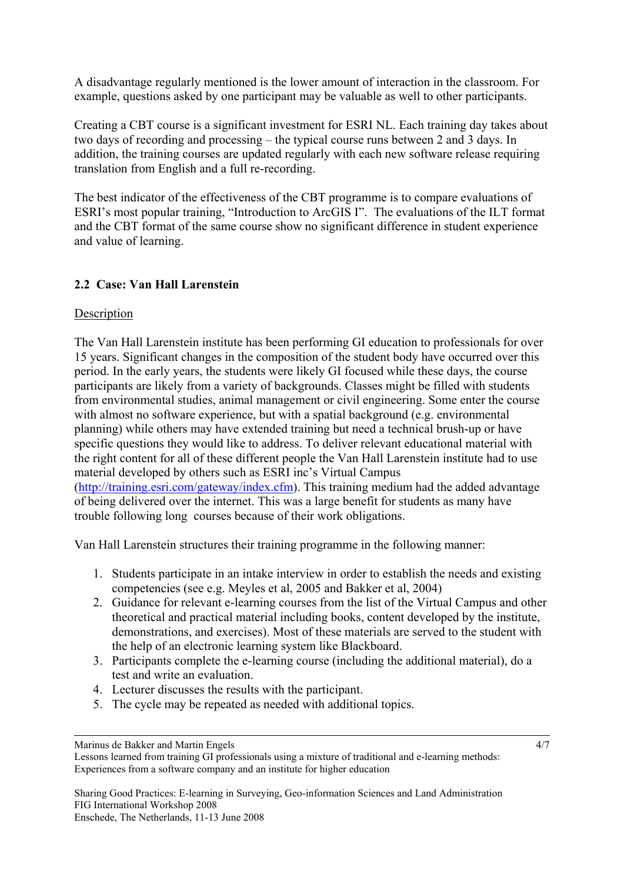A disadvantage regularly mentioned is the lower amount of interaction in the classroom. For example, questions asked by one participant may be valuable as well to other participants.

Creating a CBT course is a significant investment for ESRI NL. Each training day takes about two days of recording and processing – the typical course runs between 2 and 3 days. In addition, the training courses are updated regularly with each new software release requiring translation from English and a full re-recording.

The best indicator of the effectiveness of the CBT programme is to compare evaluations of ESRI's most popular training, "Introduction to ArcGIS I". The evaluations of the ILT format and the CBT format of the same course show no significant difference in student experience and value of learning.

### 2.2 Case: Van Hall Larenstein

Description

The Van Hall Larenstein institute has been performing GI education to professionals for over 15 years. Significant changes in the composition of the student body have occurred over this period. In the early years, the students were likely GI focused while these days, the course participants are likely from a variety of backgrounds. Classes might be filled with students from environmental studies, animal management or civil engineering. Some enter the course with almost no software experience, but with a spatial background (e.g. environmental planning) while others may have extended training but need a technical brush-up or have specific questions they would like to address. To deliver relevant educational material with the right content for all of these different people the Van Hall Larenstein institute had to use material developed by others such as ESRI inc's Virtual Campus (http://training.esri.com/gateway/index.cfm). This training medium had the added advantage of being delivered over the internet. This was a large benefit for students as many have trouble following long courses because of their work obligations.

Van Hall Larenstein structures their training programme in the following manner:

1. Students participate in an intake interview in order to establish the needs and existing competencies (see e.g. Meyles et al, 2005 and Bakker et al, 2004)
2. Guidance for relevant e-learning courses from the list of the Virtual Campus and other theoretical and practical material including books, content developed by the institute, demonstrations, and exercises). Most of these materials are served to the student with the help of an electronic learning system like Blackboard.
3. Participants complete the e-learning course (including the additional material), do a test and write an evaluation.
4. Lecturer discusses the results with the participant.
5. The cycle may be repeated as needed with additional topics.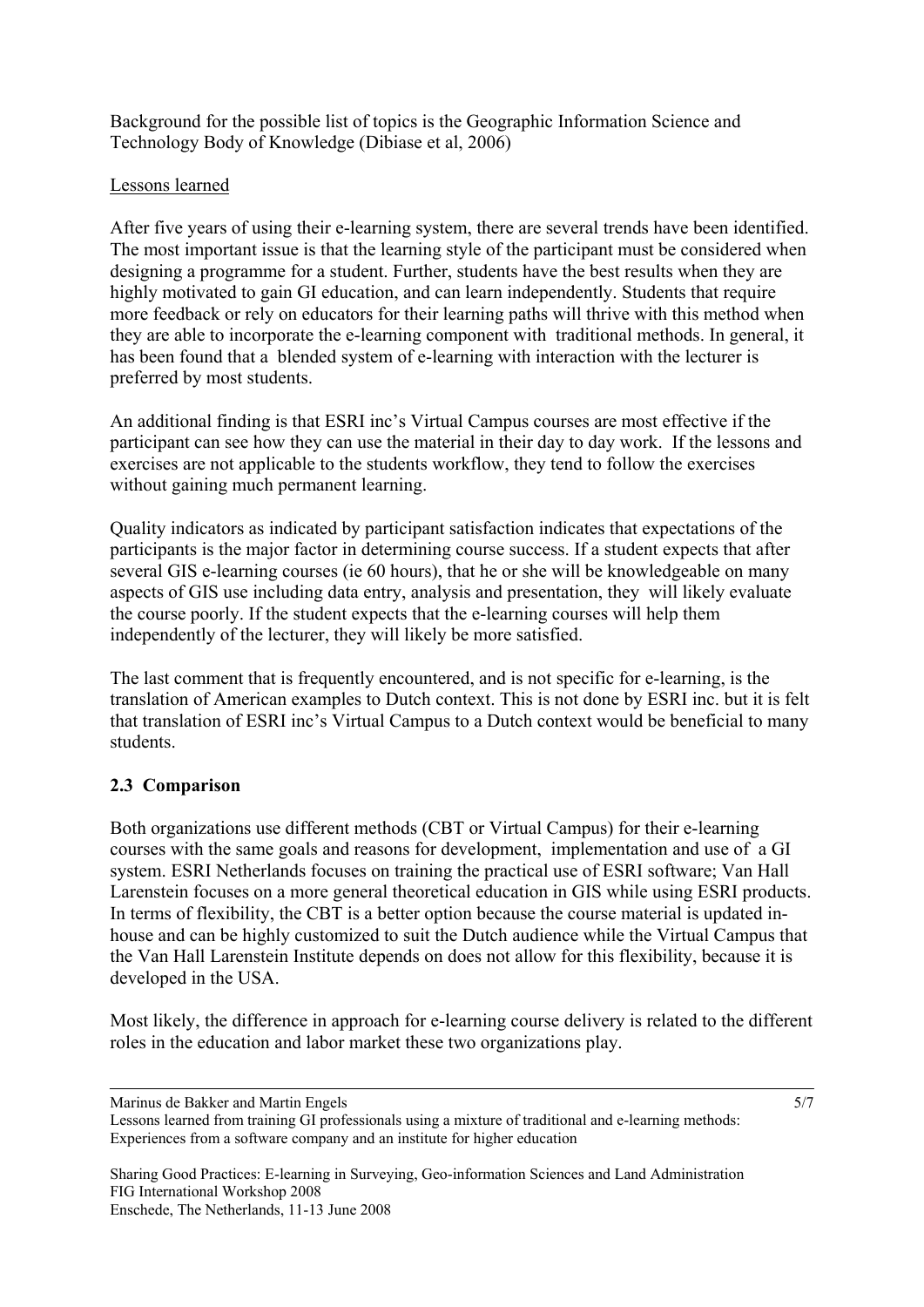Background for the possible list of topics is the Geographic Information Science and Technology Body of Knowledge (Dibiase et al, 2006)

Lessons learned

After five years of using their e-learning system, there are several trends have been identified. The most important issue is that the learning style of the participant must be considered when designing a programme for a student. Further, students have the best results when they are highly motivated to gain GI education, and can learn independently. Students that require more feedback or rely on educators for their learning paths will thrive with this method when they are able to incorporate the e-learning component with traditional methods. In general, it has been found that a blended system of e-learning with interaction with the lecturer is preferred by most students.

An additional finding is that ESRI inc's Virtual Campus courses are most effective if the participant can see how they can use the material in their day to day work. If the lessons and exercises are not applicable to the students workflow, they tend to follow the exercises without gaining much permanent learning.

Quality indicators as indicated by participant satisfaction indicates that expectations of the participants is the major factor in determining course success. If a student expects that after several GIS e-learning courses (ie 60 hours), that he or she will be knowledgeable on many aspects of GIS use including data entry, analysis and presentation, they will likely evaluate the course poorly. If the student expects that the e-learning courses will help them independently of the lecturer, they will likely be more satisfied.

The last comment that is frequently encountered, and is not specific for e-learning, is the translation of American examples to Dutch context. This is not done by ESRI inc. but it is felt that translation of ESRI inc's Virtual Campus to a Dutch context would be beneficial to many students.

## 2.3 Comparison

Both organizations use different methods (CBT or Virtual Campus) for their e-learning courses with the same goals and reasons for development, implementation and use of a GI system. ESRI Netherlands focuses on training the practical use of ESRI software; Van Hall Larenstein focuses on a more general theoretical education in GIS while using ESRI products. In terms of flexibility, the CBT is a better option because the course material is updated in-house and can be highly customized to suit the Dutch audience while the Virtual Campus that the Van Hall Larenstein Institute depends on does not allow for this flexibility, because it is developed in the USA.

Most likely, the difference in approach for e-learning course delivery is related to the different roles in the education and labor market these two organizations play.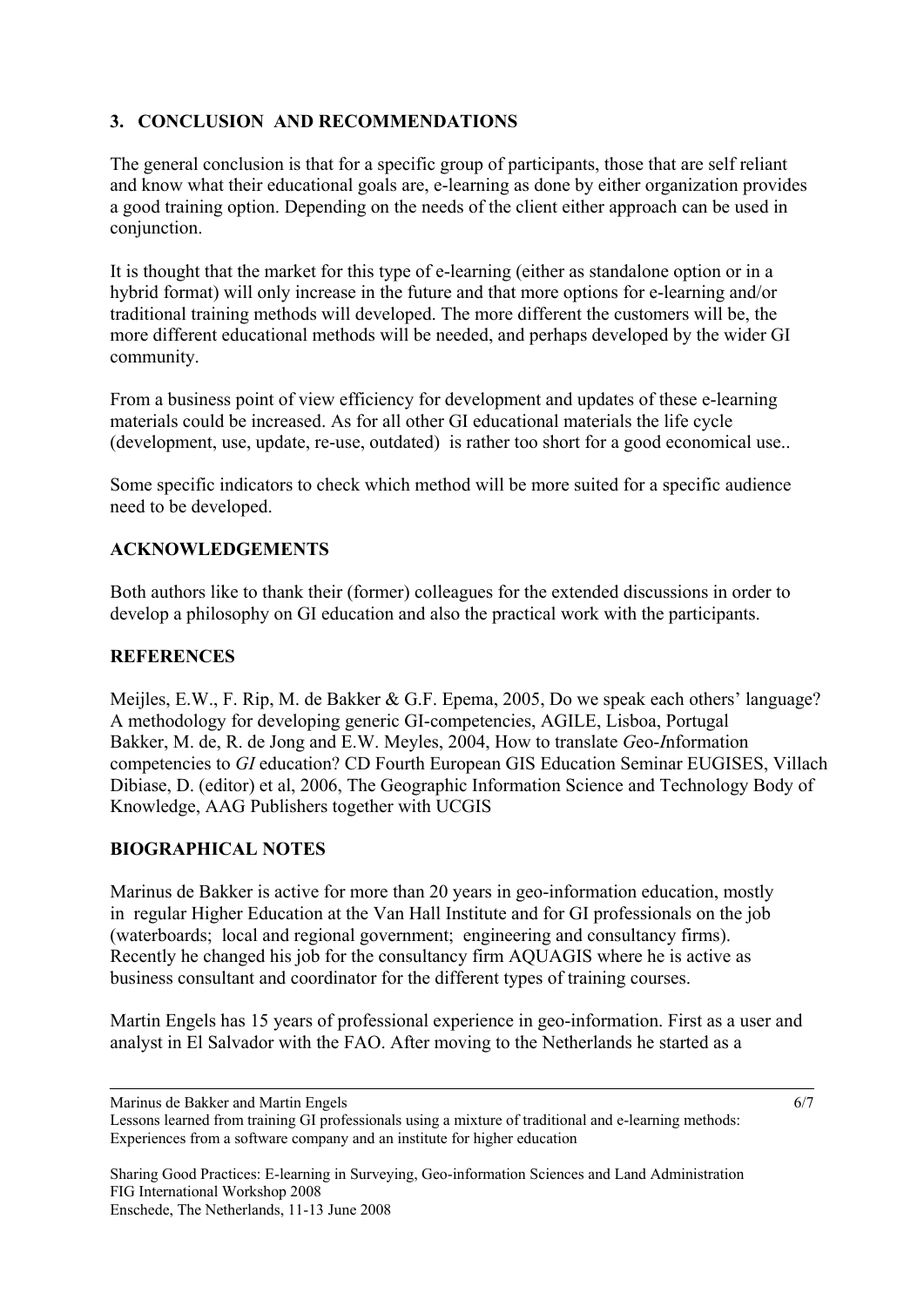## 3. CONCLUSION AND RECOMMENDATIONS

The general conclusion is that for a specific group of participants, those that are self reliant and know what their educational goals are, e-learning as done by either organization provides a good training option. Depending on the needs of the client either approach can be used in conjunction.

It is thought that the market for this type of e-learning (either as standalone option or in a hybrid format) will only increase in the future and that more options for e-learning and/or traditional training methods will developed. The more different the customers will be, the more different educational methods will be needed, and perhaps developed by the wider GI community.

From a business point of view efficiency for development and updates of these e-learning materials could be increased. As for all other GI educational materials the life cycle (development, use, update, re-use, outdated) is rather too short for a good economical use..

Some specific indicators to check which method will be more suited for a specific audience need to be developed.

## ACKNOWLEDGEMENTS

Both authors like to thank their (former) colleagues for the extended discussions in order to develop a philosophy on GI education and also the practical work with the participants.

## REFERENCES

Meijles, E.W., F. Rip, M. de Bakker & G.F. Epema, 2005, Do we speak each others' language? A methodology for developing generic GI-competencies, AGILE, Lisboa, Portugal
Bakker, M. de, R. de Jong and E.W. Meyles, 2004, How to translate *G*eo-*I*nformation competencies to *GI* education? CD Fourth European GIS Education Seminar EUGISES, Villach
Dibiase, D. (editor) et al, 2006, The Geographic Information Science and Technology Body of Knowledge, AAG Publishers together with UCGIS

## BIOGRAPHICAL NOTES

Marinus de Bakker is active for more than 20 years in geo-information education, mostly in regular Higher Education at the Van Hall Institute and for GI professionals on the job (waterboards; local and regional government; engineering and consultancy firms). Recently he changed his job for the consultancy firm AQUAGIS where he is active as business consultant and coordinator for the different types of training courses.

Martin Engels has 15 years of professional experience in geo-information. First as a user and analyst in El Salvador with the FAO. After moving to the Netherlands he started as a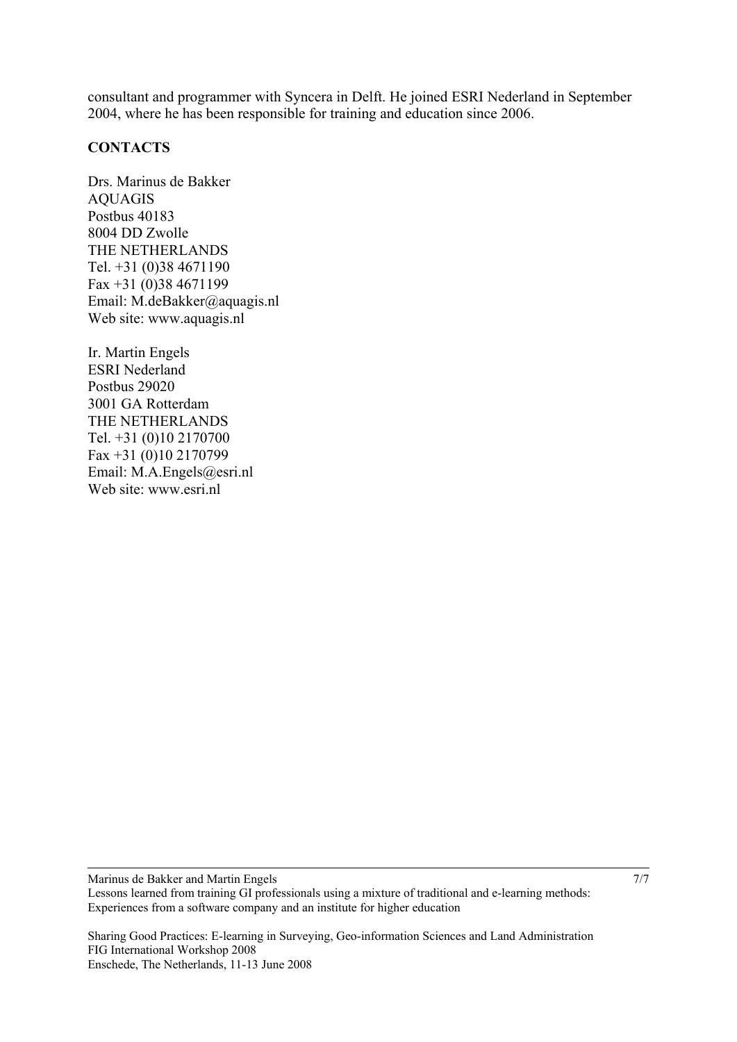consultant and programmer with Syncera in Delft. He joined ESRI Nederland in September 2004, where he has been responsible for training and education since 2006.

**CONTACTS**

Drs. Marinus de Bakker
AQUAGIS
Postbus 40183
8004 DD Zwolle
THE NETHERLANDS
Tel. +31 (0)38 4671190
Fax +31 (0)38 4671199
Email: M.deBakker@aquagis.nl
Web site: www.aquagis.nl

Ir. Martin Engels
ESRI Nederland
Postbus 29020
3001 GA Rotterdam
THE NETHERLANDS
Tel. +31 (0)10 2170700
Fax +31 (0)10 2170799
Email: M.A.Engels@esri.nl
Web site: www.esri.nl